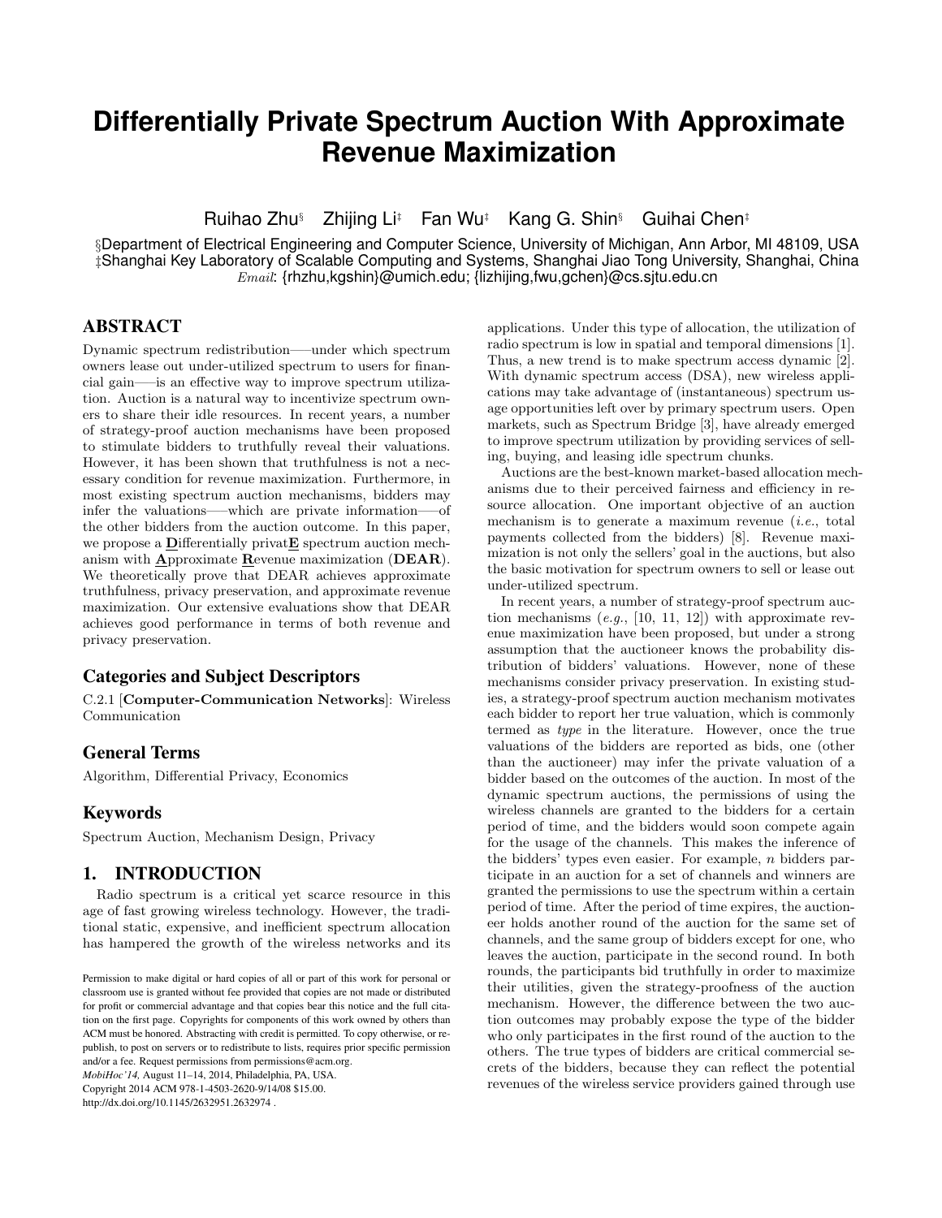# Differentially Private Spectrum Auction With Approximate Revenue Maximization

Ruihao Zhu[§] Zhijing Li[‡] Fan Wu[‡] Kang G. Shin[§] Guihai Chen[‡]

[§]Department of Electrical Engineering and Computer Science, University of Michigan, Ann Arbor, MI 48109, USA
[‡]Shanghai Key Laboratory of Scalable Computing and Systems, Shanghai Jiao Tong University, Shanghai, China
*Email*: {rhzhu,kgshin}@umich.edu; {lizhijing,fwu,gchen}@cs.sjtu.edu.cn

## ABSTRACT

Dynamic spectrum redistribution—under which spectrum owners lease out under-utilized spectrum to users for financial gain—is an effective way to improve spectrum utilization. Auction is a natural way to incentivize spectrum owners to share their idle resources. In recent years, a number of strategy-proof auction mechanisms have been proposed to stimulate bidders to truthfully reveal their valuations. However, it has been shown that truthfulness is not a necessary condition for revenue maximization. Furthermore, in most existing spectrum auction mechanisms, bidders may infer the valuations—which are private information—of the other bidders from the auction outcome. In this paper, we propose a **D**ifferentially privat**E** spectrum auction mechanism with **A**pproximate **R**evenue maximization (**DEAR**). We theoretically prove that DEAR achieves approximate truthfulness, privacy preservation, and approximate revenue maximization. Our extensive evaluations show that DEAR achieves good performance in terms of both revenue and privacy preservation.

## Categories and Subject Descriptors

C.2.1 [**Computer-Communication Networks**]: Wireless Communication

## General Terms

Algorithm, Differential Privacy, Economics

## Keywords

Spectrum Auction, Mechanism Design, Privacy

## 1. INTRODUCTION

Radio spectrum is a critical yet scarce resource in this age of fast growing wireless technology. However, the traditional static, expensive, and inefficient spectrum allocation has hampered the growth of the wireless networks and its applications. Under this type of allocation, the utilization of radio spectrum is low in spatial and temporal dimensions [1]. Thus, a new trend is to make spectrum access dynamic [2]. With dynamic spectrum access (DSA), new wireless applications may take advantage of (instantaneous) spectrum usage opportunities left over by primary spectrum users. Open markets, such as Spectrum Bridge [3], have already emerged to improve spectrum utilization by providing services of selling, buying, and leasing idle spectrum chunks.

Auctions are the best-known market-based allocation mechanisms due to their perceived fairness and efficiency in resource allocation. One important objective of an auction mechanism is to generate a maximum revenue (*i.e.*, total payments collected from the bidders) [8]. Revenue maximization is not only the sellers' goal in the auctions, but also the basic motivation for spectrum owners to sell or lease out under-utilized spectrum.

In recent years, a number of strategy-proof spectrum auction mechanisms (*e.g.*, [10, 11, 12]) with approximate revenue maximization have been proposed, but under a strong assumption that the auctioneer knows the probability distribution of bidders' valuations. However, none of these mechanisms consider privacy preservation. In existing studies, a strategy-proof spectrum true auction mechanism motivates each bidder to report her true valuation, which is commonly termed as *type* in the literature. However, once the true valuations of the bidders are reported as bids, one (other than the auctioneer) may infer the private valuation of a bidder based on the outcomes of the auction. In most of the dynamic spectrum auctions, the permissions of using the wireless channels are granted to the bidders for a certain period of time, and the bidders would soon compete again for the usage of the channels. This makes the inference of the bidders' types even easier. For example, $n$ bidders participate in an auction for a set of channels and winners are granted the permissions to use the spectrum within a certain period of time. After the period of time expires, the auctioneer holds another round of the auction for the same set of channels, and the same group of bidders except for one, who leaves the auction, participate in the second round. In both rounds, the participants bid truthfully in order to maximize their utilities, given the strategy-proofness of the auction mechanism. However, the difference between the two auction outcomes may probably expose the type of the bidder who only participates in the first round of the auction to the others. The true types of bidders are critical commercial secrets of the bidders, because they can reflect the potential revenues of the wireless service providers gained through use

Permission to make digital or hard copies of all or part of this work for personal or classroom use is granted without fee provided that copies are not made or distributed for profit or commercial advantage and that copies bear this notice and the full citation on the first page. Copyrights for components of this work owned by others than ACM must be honored. Abstracting with credit is permitted. To copy otherwise, or republish, to post on servers or to redistribute to lists, requires prior specific permission and/or a fee. Request permissions from permissions@acm.org.
*MobiHoc'14,* August 11–14, 2014, Philadelphia, PA, USA.
Copyright 2014 ACM 978-1-4503-2620-9/14/08 $15.00.
http://dx.doi.org/10.1145/2632951.2632974 .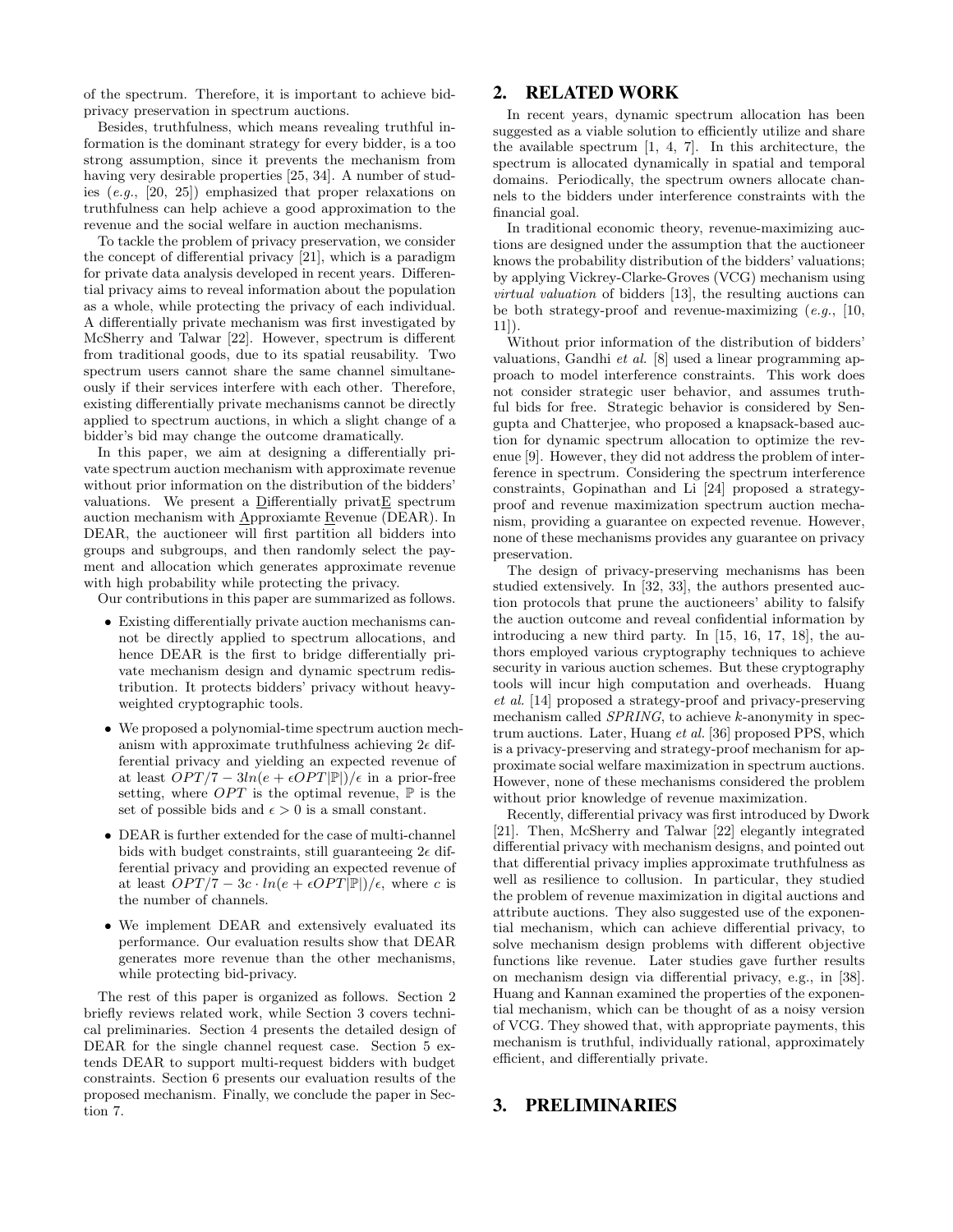of the spectrum. Therefore, it is important to achieve bid-privacy preservation in spectrum auctions.

Besides, truthfulness, which means revealing truthful information is the dominant strategy for every bidder, is a too strong assumption, since it prevents the mechanism from having very desirable properties [25, 34]. A number of studies (*e.g.*, [20, 25]) emphasized that proper relaxations on truthfulness can help achieve a good approximation to the revenue and the social welfare in auction mechanisms.

To tackle the problem of privacy preservation, we consider the concept of differential privacy [21], which is a paradigm for private data analysis developed in recent years. Differential privacy aims to reveal information about the population as a whole, while protecting the privacy of each individual. A differentially private mechanism was first investigated by McSherry and Talwar [22]. However, spectrum is different from traditional goods, due to its spatial reusability. Two spectrum users cannot share the same channel simultaneously if their services interfere with each other. Therefore, existing differentially private mechanisms cannot be directly applied to spectrum auctions, in which a slight change of a bidder's bid may change the outcome dramatically.

In this paper, we aim at designing a differentially private spectrum auction mechanism with approximate revenue without prior information on the distribution of the bidders' valuations. We present a Differentially privatE spectrum auction mechanism with Approxiamte Revenue (DEAR). In DEAR, the auctioneer will first partition all bidders into groups and subgroups, and then randomly select the payment and allocation which generates approximate revenue with high probability while protecting the privacy.

Our contributions in this paper are summarized as follows.

- Existing differentially private auction mechanisms cannot be directly applied to spectrum allocations, and hence DEAR is the first to bridge differentially private mechanism design and dynamic spectrum redistribution. It protects bidders' privacy without heavy-weighted cryptographic tools.
- We proposed a polynomial-time spectrum auction mechanism with approximate truthfulness achieving $2\epsilon$ differential privacy and yielding an expected revenue of at least $OPT/7 - 3ln(e + \epsilon OPT|\mathbb{P}|)/\epsilon$ in a prior-free setting, where $OPT$ is the optimal revenue, $\mathbb{P}$ is the set of possible bids and $\epsilon > 0$ is a small constant.
- DEAR is further extended for the case of multi-channel bids with budget constraints, still guaranteeing $2\epsilon$ differential privacy and providing an expected revenue of at least $OPT/7 - 3c \cdot ln(e + \epsilon OPT|\mathbb{P}|)/\epsilon$, where $c$ is the number of channels.
- We implement DEAR and extensively evaluated its performance. Our evaluation results show that DEAR generates more revenue than the other mechanisms, while protecting bid-privacy.

The rest of this paper is organized as follows. Section 2 briefly reviews related work, while Section 3 covers technical preliminaries. Section 4 presents the detailed design of DEAR for the single channel request case. Section 5 extends DEAR to support multi-request bidders with budget constraints. Section 6 presents our evaluation results of the proposed mechanism. Finally, we conclude the paper in Section 7.

## 2. RELATED WORK

In recent years, dynamic spectrum allocation has been suggested as a viable solution to efficiently utilize and share the available spectrum [1, 4, 7]. In this architecture, the spectrum is allocated dynamically in spatial and temporal domains. Periodically, the spectrum owners allocate channels to the bidders under interference constraints with the financial goal.

In traditional economic theory, revenue-maximizing auctions are designed under the assumption that the auctioneer knows the probability distribution of the bidders' valuations; by applying Vickrey-Clarke-Groves (VCG) mechanism using *virtual valuation* of bidders [13], the resulting auctions can be both strategy-proof and revenue-maximizing (*e.g.*, [10, 11]).

Without prior information of the distribution of bidders' valuations, Gandhi *et al.* [8] used a linear programming approach to model interference constraints. This work does not consider strategic user behavior, and assumes truthful bids for free. Strategic behavior is considered by Sengupta and Chatterjee, who proposed a knapsack-based auction for dynamic spectrum allocation to optimize the revenue [9]. However, they did not address the problem of interference in spectrum. Considering the spectrum interference constraints, Gopinathan and Li [24] proposed a strategy-proof and revenue maximization spectrum auction mechanism, providing a guarantee on expected revenue. However, none of these mechanisms provides any guarantee on privacy preservation.

The design of privacy-preserving mechanisms has been studied extensively. In [32, 33], the authors presented auction protocols that prune the auctioneers' ability to falsify the auction outcome and reveal confidential information by introducing a new third party. In [15, 16, 17, 18], the authors employed various cryptography techniques to achieve security in various auction schemes. But these cryptography tools will incur high computation and overheads. Huang *et al.* [14] proposed a strategy-proof and privacy-preserving mechanism called *SPRING*, to achieve $k$-anonymity in spectrum auctions. Later, Huang *et al.* [36] proposed PPS, which is a privacy-preserving and strategy-proof mechanism for approximate social welfare maximization in spectrum auctions. However, none of these mechanisms considered the problem without prior knowledge of revenue maximization.

Recently, differential privacy was first introduced by Dwork [21]. Then, McSherry and Talwar [22] elegantly integrated differential privacy with mechanism designs, and pointed out that differential privacy implies approximate truthfulness as well as resilience to collusion. In particular, they studied the problem of revenue maximization in digital auctions and attribute auctions. They also suggested use of the exponential mechanism, which can achieve differential privacy, to solve mechanism design problems with different objective functions like revenue. Later studies gave further results on mechanism design via differential privacy, e.g., in [38]. Huang and Kannan examined the properties of the exponential mechanism, which can be thought of as a noisy version of VCG. They showed that, with appropriate payments, this mechanism is truthful, individually rational, approximately efficient, and differentially private.

## 3. PRELIMINARIES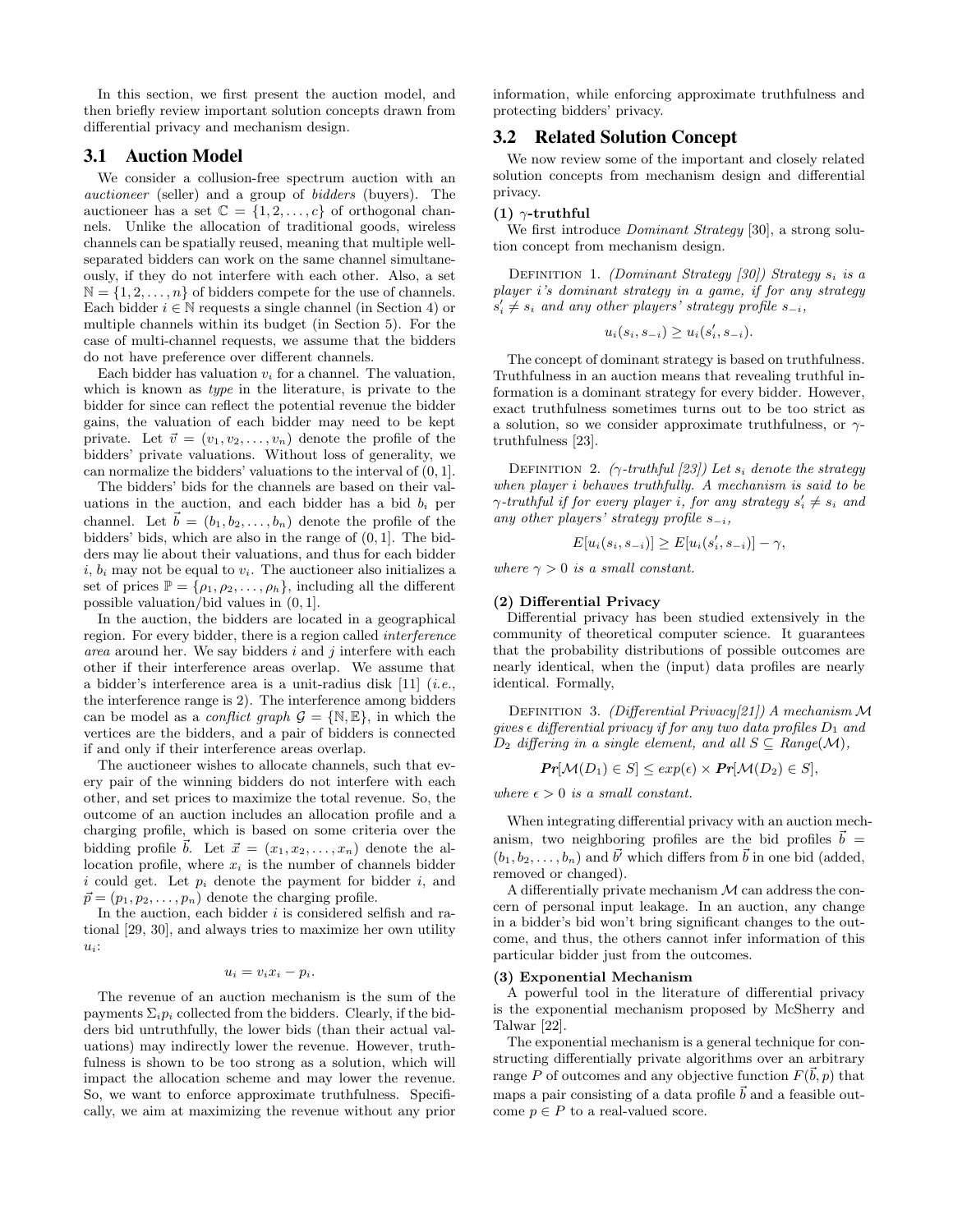In this section, we first present the auction model, and then briefly review important solution concepts drawn from differential privacy and mechanism design.

## 3.1 Auction Model

We consider a collusion-free spectrum auction with an *auctioneer* (seller) and a group of *bidders* (buyers). The auctioneer has a set $\mathbb{C} = \{1, 2, \ldots, c\}$ of orthogonal channels. Unlike the allocation of traditional goods, wireless channels can be spatially reused, meaning that multiple well-separated bidders can work on the same channel simultaneously, if they do not interfere with each other. Also, a set $\mathbb{N} = \{1, 2, \ldots, n\}$ of bidders compete for the use of channels. Each bidder $i \in \mathbb{N}$ requests a single channel (in Section 4) or multiple channels within its budget (in Section 5). For the case of multi-channel requests, we assume that the bidders do not have preference over different channels.

Each bidder has valuation $v_i$ for a channel. The valuation, which is known as *type* in the literature, is private to the bidder for since can reflect the potential revenue the bidder gains, the valuation of each bidder may need to be kept private. Let $\vec{v} = (v_1, v_2, \ldots, v_n)$ denote the profile of the bidders' private valuations. Without loss of generality, we can normalize the bidders' valuations to the interval of $(0, 1]$.

The bidders' bids for the channels are based on their valuations in the auction, and each bidder has a bid $b_i$ per channel. Let $\vec{b} = (b_1, b_2, \ldots, b_n)$ denote the profile of the bidders' bids, which are also in the range of $(0, 1]$. The bidders may lie about their valuations, and thus for each bidder $i$, $b_i$ may not be equal to $v_i$. The auctioneer also initializes a set of prices $\mathbb{P} = \{\rho_1, \rho_2, \ldots, \rho_h\}$, including all the different possible valuation/bid values in $(0, 1]$.

In the auction, the bidders are located in a geographical region. For every bidder, there is a region called *interference area* around her. We say bidders $i$ and $j$ interfere with each other if their interference areas overlap. We assume that a bidder's interference area is a unit-radius disk [11] (*i.e.*, the interference range is 2). The interference among bidders can be model as a *conflict graph* $\mathcal{G} = \{\mathbb{N}, \mathbb{E}\}$, in which the vertices are the bidders, and a pair of bidders is connected if and only if their interference areas overlap.

The auctioneer wishes to allocate channels, such that every pair of the winning bidders do not interfere with each other, and set prices to maximize the total revenue. So, the outcome of an auction includes an allocation profile and a charging profile, which is based on some criteria over the bidding profile $\vec{b}$. Let $\vec{x} = (x_1, x_2, \ldots, x_n)$ denote the allocation profile, where $x_i$ is the number of channels bidder $i$ could get. Let $p_i$ denote the payment for bidder $i$, and $\vec{p} = (p_1, p_2, \ldots, p_n)$ denote the charging profile.

In the auction, each bidder $i$ is considered selfish and rational [29, 30], and always tries to maximize her own utility $u_i$:

$$u_i = v_i x_i - p_i.$$

The revenue of an auction mechanism is the sum of the payments $\Sigma_i p_i$ collected from the bidders. Clearly, if the bidders bid untruthfully, the lower bids (than their actual valuations) may indirectly lower the revenue. However, truthfulness is shown to be too strong as a solution, which will impact the allocation scheme and may lower the revenue. So, we want to enforce approximate truthfulness. Specifically, we aim at maximizing the revenue without any prior information, while enforcing approximate truthfulness and protecting bidders' privacy.

## 3.2 Related Solution Concept

We now review some of the important and closely related solution concepts from mechanism design and differential privacy.

**(1) $\gamma$-truthful**

We first introduce *Dominant Strategy* [30], a strong solution concept from mechanism design.

Definition 1. *(Dominant Strategy [30]) Strategy $s_i$ is a player $i$'s dominant strategy in a game, if for any strategy $s_i' \neq s_i$ and any other players' strategy profile $s_{-i}$,*

$$u_i(s_i, s_{-i}) \geq u_i(s_i', s_{-i}).$$

The concept of dominant strategy is based on truthfulness. Truthfulness in an auction means that revealing truthful information is a dominant strategy for every bidder. However, exact truthfulness sometimes turns out to be too strict as a solution, so we consider approximate truthfulness, or $\gamma$-truthfulness [23].

Definition 2. *($\gamma$-truthful [23]) Let $s_i$ denote the strategy when player $i$ behaves truthfully. A mechanism is said to be $\gamma$-truthful if for every player $i$, for any strategy $s_i' \neq s_i$ and any other players' strategy profile $s_{-i}$,*

$$E[u_i(s_i, s_{-i})] \geq E[u_i(s_i', s_{-i})] - \gamma,$$

*where $\gamma > 0$ is a small constant.*

**(2) Differential Privacy**

Differential privacy has been studied extensively in the community of theoretical computer science. It guarantees that the probability distributions of possible outcomes are nearly identical, when the (input) data profiles are nearly identical. Formally,

Definition 3. *(Differential Privacy[21]) A mechanism $\mathcal{M}$ gives $\epsilon$ differential privacy if for any two data profiles $D_1$ and $D_2$ differing in a single element, and all $S \subseteq Range(\mathcal{M})$,*

$$\boldsymbol{Pr}[\mathcal{M}(D_1) \in S] \leq exp(\epsilon) \times \boldsymbol{Pr}[\mathcal{M}(D_2) \in S],$$

*where $\epsilon > 0$ is a small constant.*

When integrating differential privacy with an auction mechanism, two neighboring profiles are the bid profiles $\vec{b} = (b_1, b_2, \ldots, b_n)$ and $\vec{b'}$ which differs from $\vec{b}$ in one bid (added, removed or changed).

A differentially private mechanism $\mathcal{M}$ can address the concern of personal input leakage. In an auction, any change in a bidder's bid won't bring significant changes to the outcome, and thus, the others cannot infer information of this particular bidder just from the outcomes.

**(3) Exponential Mechanism**

A powerful tool in the literature of differential privacy is the exponential mechanism proposed by McSherry and Talwar [22].

The exponential mechanism is a general technique for constructing differentially private algorithms over an arbitrary range $P$ of outcomes and any objective function $F(\vec{b}, p)$ that maps a pair consisting of a data profile $\vec{b}$ and a feasible outcome $p \in P$ to a real-valued score.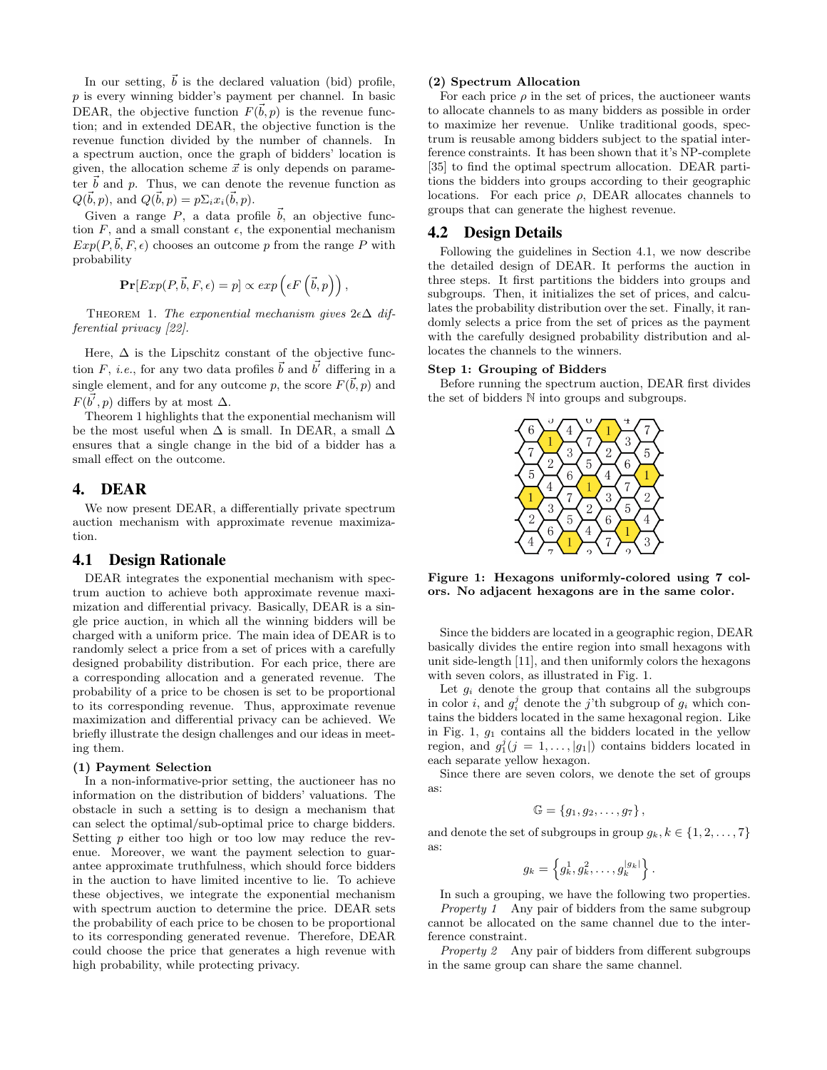In our setting, $\vec{b}$ is the declared valuation (bid) profile, $p$ is every winning bidder's payment per channel. In basic DEAR, the objective function $F(\vec{b}, p)$ is the revenue function; and in extended DEAR, the objective function is the revenue function divided by the number of channels. In a spectrum auction, once the graph of bidders' location is given, the allocation scheme $\vec{x}$ is only depends on parameter $\vec{b}$ and $p$. Thus, we can denote the revenue function as $Q(\vec{b}, p)$, and $Q(\vec{b}, p) = p\Sigma_i x_i(\vec{b}, p)$.

Given a range $P$, a data profile $\vec{b}$, an objective function $F$, and a small constant $\epsilon$, the exponential mechanism $Exp(P, \vec{b}, F, \epsilon)$ chooses an outcome $p$ from the range $P$ with probability

$$\mathbf{Pr}[Exp(P, \vec{b}, F, \epsilon) = p] \propto exp\left(\epsilon F\left(\vec{b}, p\right)\right),$$

Theorem 1. *The exponential mechanism gives $2\epsilon\Delta$ differential privacy [22].*

Here, $\Delta$ is the Lipschitz constant of the objective function $F$, *i.e.*, for any two data profiles $\vec{b}$ and $\vec{b}'$ differing in a single element, and for any outcome $p$, the score $F(\vec{b}, p)$ and $F(\vec{b}', p)$ differs by at most $\Delta$.

Theorem 1 highlights that the exponential mechanism will be the most useful when $\Delta$ is small. In DEAR, a small $\Delta$ ensures that a single change in the bid of a bidder has a small effect on the outcome.

# 4. DEAR

We now present DEAR, a differentially private spectrum auction mechanism with approximate revenue maximization.

## 4.1 Design Rationale

DEAR integrates the exponential mechanism with spectrum auction to achieve both approximate revenue maximization and differential privacy. Basically, DEAR is a single price auction, in which all the winning bidders will be charged with a uniform price. The main idea of DEAR is to randomly select a price from a set of prices with a carefully designed probability distribution. For each price, there are a corresponding allocation and a generated revenue. The probability of a price to be chosen is set to be proportional to its corresponding revenue. Thus, approximate revenue maximization and differential privacy can be achieved. We briefly illustrate the design challenges and our ideas in meeting them.

**(1) Payment Selection**

In a non-informative-prior setting, the auctioneer has no information on the distribution of bidders' valuations. The obstacle in such a setting is to design a mechanism that can select the optimal/sub-optimal price to charge bidders. Setting $p$ either too high or too low may reduce the revenue. Moreover, we want the payment selection to guarantee approximate truthfulness, which should force bidders in the auction to have limited incentive to lie. To achieve these objectives, we integrate the exponential mechanism with spectrum auction to determine the price. DEAR sets the probability of each price to be chosen to be proportional to its corresponding generated revenue. Therefore, DEAR could choose the price that generates a high revenue with high probability, while protecting privacy.

**(2) Spectrum Allocation**

For each price $\rho$ in the set of prices, the auctioneer wants to allocate channels to as many bidders as possible in order to maximize her revenue. Unlike traditional goods, spectrum is reusable among bidders subject to the spatial interference constraints. It has been shown that it's NP-complete [35] to find the optimal spectrum allocation. DEAR partitions the bidders into groups according to their geographic locations. For each price $\rho$, DEAR allocates channels to groups that can generate the highest revenue.

## 4.2 Design Details

Following the guidelines in Section 4.1, we now describe the detailed design of DEAR. It performs the auction in three steps. It first partitions the bidders into groups and subgroups. Then, it initializes the set of prices, and calculates the probability distribution over the set. Finally, it randomly selects a price from the set of prices as the payment with the carefully designed probability distribution and allocates the channels to the winners.

**Step 1: Grouping of Bidders**

Before running the spectrum auction, DEAR first divides the set of bidders $\mathbb{N}$ into groups and subgroups.

**Figure 1: Hexagons uniformly-colored using 7 colors. No adjacent hexagons are in the same color.**

Since the bidders are located in a geographic region, DEAR basically divides the entire region into small hexagons with unit side-length [11], and then uniformly colors the hexagons with seven colors, as illustrated in Fig. 1.

Let $g_i$ denote the group that contains all the subgroups in color $i$, and $g_i^j$ denote the $j$'th subgroup of $g_i$ which contains the bidders located in the same hexagonal region. Like in Fig. 1, $g_1$ contains all the bidders located in the yellow region, and $g_1^j (j = 1, \dots, |g_1|)$ contains bidders located in each separate yellow hexagon.

Since there are seven colors, we denote the set of groups as:

$$\mathbb{G} = \{g_1, g_2, \dots, g_7\},$$

and denote the set of subgroups in group $g_k, k \in \{1, 2, \dots, 7\}$ as:

$$g_k = \left\{g_k^1, g_k^2, \dots, g_k^{|g_k|}\right\}.$$

In such a grouping, we have the following two properties.

*Property 1* Any pair of bidders from the same subgroup cannot be allocated on the same channel due to the interference constraint.

*Property 2* Any pair of bidders from different subgroups in the same group can share the same channel.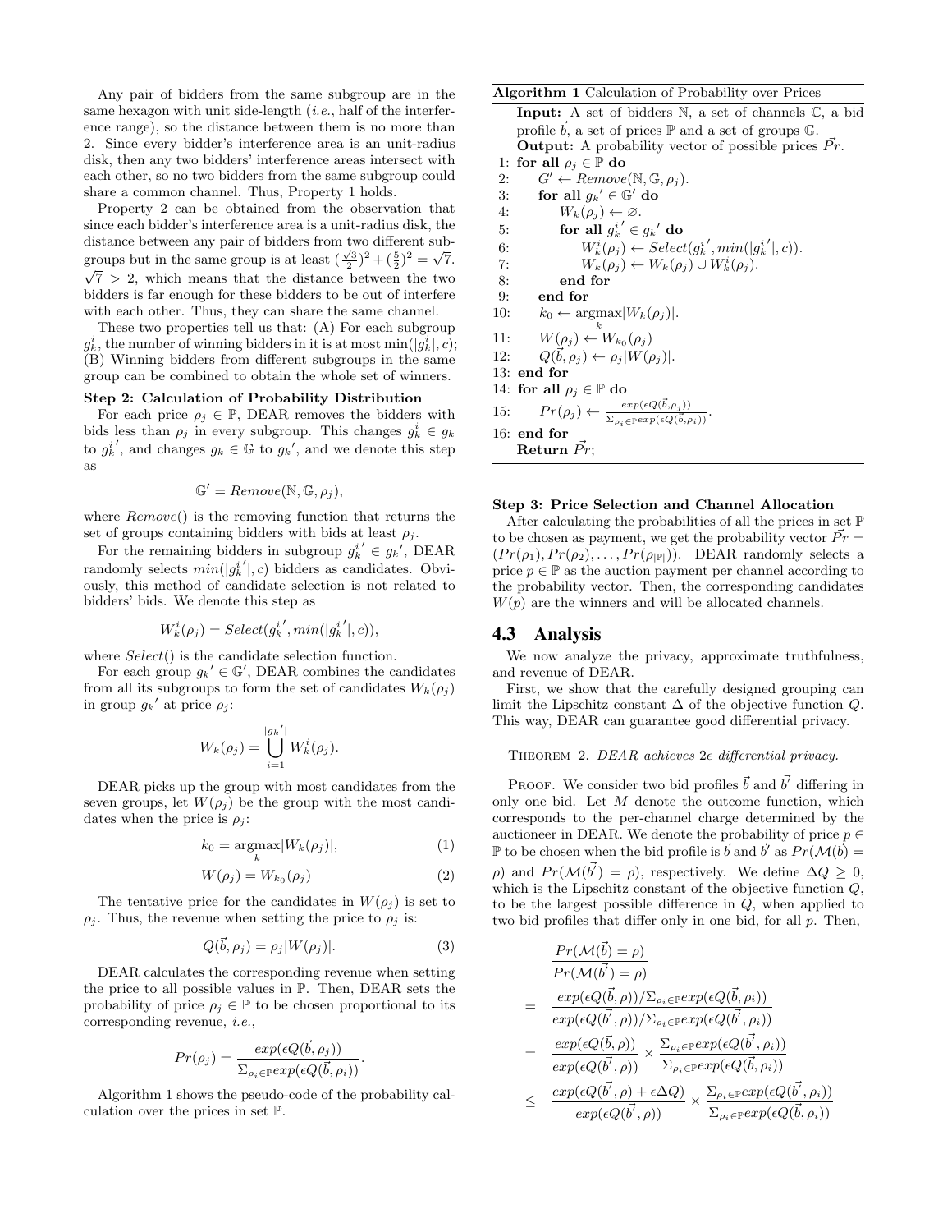Any pair of bidders from the same subgroup are in the same hexagon with unit side-length (*i.e.,* half of the interference range), so the distance between them is no more than 2. Since every bidder's interference area is an unit-radius disk, then any two bidders' interference areas intersect with each other, so no two bidders from the same subgroup could share a common channel. Thus, Property 1 holds.

Property 2 can be obtained from the observation that since each bidder's interference area is a unit-radius disk, the distance between any pair of bidders from two different subgroups but in the same group is at least $(\frac{\sqrt{3}}{2})^2 + (\frac{5}{2})^2 = \sqrt{7}$. $\sqrt{7} > 2$, which means that the distance between the two bidders is far enough for these bidders to be out of interfere with each other. Thus, they can share the same channel.

These two properties tell us that: (A) For each subgroup $g_k^i$, the number of winning bidders in it is at most $\min(|g_k^i|, c)$; (B) Winning bidders from different subgroups in the same group can be combined to obtain the whole set of winners.

**Step 2: Calculation of Probability Distribution**

For each price $\rho_j \in \mathbb{P}$, DEAR removes the bidders with bids less than $\rho_j$ in every subgroup. This changes $g_k^i \in g_k$ to ${g_k^i}'$, and changes $g_k \in \mathbb{G}$ to ${g_k}'$, and we denote this step as

$$\mathbb{G}' = Remove(\mathbb{N}, \mathbb{G}, \rho_j),$$

where $Remove()$ is the removing function that returns the set of groups containing bidders with bids at least $\rho_j$.

For the remaining bidders in subgroup ${g_k^i}' \in {g_k}'$, DEAR randomly selects $min(|{g_k^i}'|, c)$ bidders as candidates. Obviously, this method of candidate selection is not related to bidders' bids. We denote this step as

$$W_k^i(\rho_j) = Select({g_k^i}', min(|{g_k^i}'|, c)),$$

where $Select()$ is the candidate selection function.

For each group ${g_k}' \in \mathbb{G}'$, DEAR combines the candidates from all its subgroups to form the set of candidates $W_k(\rho_j)$ in group ${g_k}'$ at price $\rho_j$:

$$W_k(\rho_j) = \bigcup_{i=1}^{|{g_k}'|} W_k^i(\rho_j).$$

DEAR picks up the group with most candidates from the seven groups, let $W(\rho_j)$ be the group with the most candidates when the price is $\rho_j$:

$$k_0 = \underset{k}{\operatorname{argmax}} |W_k(\rho_j)|, \tag{1}$$

$$W(\rho_j) = W_{k_0}(\rho_j) \tag{2}$$

The tentative price for the candidates in $W(\rho_j)$ is set to $\rho_j$. Thus, the revenue when setting the price to $\rho_j$ is:

$$Q(\vec{b}, \rho_j) = \rho_j |W(\rho_j)|. \tag{3}$$

DEAR calculates the corresponding revenue when setting the price to all possible values in $\mathbb{P}$. Then, DEAR sets the probability of price $\rho_j \in \mathbb{P}$ to be chosen proportional to its corresponding revenue, *i.e.,*

$$Pr(\rho_j) = \frac{exp(\epsilon Q(\vec{b}, \rho_j))}{\Sigma_{\rho_i \in \mathbb{P}} exp(\epsilon Q(\vec{b}, \rho_i))}.$$

Algorithm 1 shows the pseudo-code of the probability calculation over the prices in set $\mathbb{P}$.

**Algorithm 1** Calculation of Probability over Prices

**Input:** A set of bidders $\mathbb{N}$, a set of channels $\mathbb{C}$, a bid profile $\vec{b}$, a set of prices $\mathbb{P}$ and a set of groups $\mathbb{G}$.
**Output:** A probability vector of possible prices $\vec{Pr}$.

1: **for all** $\rho_j \in \mathbb{P}$ **do**
2: $\quad G' \leftarrow Remove(\mathbb{N}, \mathbb{G}, \rho_j)$.
3: $\quad$ **for all** ${g_k}' \in \mathbb{G}'$ **do**
4: $\quad\quad W_k(\rho_j) \leftarrow \varnothing$.
5: $\quad\quad$ **for all** ${g_k^i}' \in {g_k}'$ **do**
6: $\quad\quad\quad W_k^i(\rho_j) \leftarrow Select({g_k^i}', min(|{g_k^i}'|, c))$.
7: $\quad\quad\quad W_k(\rho_j) \leftarrow W_k(\rho_j) \cup W_k^i(\rho_j)$.
8: $\quad\quad$ **end for**
9: $\quad$ **end for**
10: $\quad k_0 \leftarrow \underset{k}{\operatorname{argmax}} |W_k(\rho_j)|$.
11: $\quad W(\rho_j) \leftarrow W_{k_0}(\rho_j)$
12: $\quad Q(\vec{b}, \rho_j) \leftarrow \rho_j |W(\rho_j)|$.
13: **end for**
14: **for all** $\rho_j \in \mathbb{P}$ **do**
15: $\quad Pr(\rho_j) \leftarrow \frac{exp(\epsilon Q(\vec{b}, \rho_j))}{\Sigma_{\rho_i \in \mathbb{P}} exp(\epsilon Q(\vec{b}, \rho_i))}$.
16: **end for**
**Return** $\vec{Pr}$;

**Step 3: Price Selection and Channel Allocation**

After calculating the probabilities of all the prices in set $\mathbb{P}$ to be chosen as payment, we get the probability vector $\vec{Pr} = (Pr(\rho_1), Pr(\rho_2), \ldots, Pr(\rho_{|\mathbb{P}|}))$. DEAR randomly selects a price $p \in \mathbb{P}$ as the auction payment per channel according to the probability vector. Then, the corresponding candidates $W(p)$ are the winners and will be allocated channels.

## 4.3 Analysis

We now analyze the privacy, approximate truthfulness, and revenue of DEAR.

First, we show that the carefully designed grouping can limit the Lipschitz constant $\Delta$ of the objective function $Q$. This way, DEAR can guarantee good differential privacy.

THEOREM 2. *DEAR achieves $2\epsilon$ differential privacy.*

PROOF. We consider two bid profiles $\vec{b}$ and $\vec{b'}$ differing in only one bid. Let $M$ denote the outcome function, which corresponds to the per-channel charge determined by the auctioneer in DEAR. We denote the probability of price $p \in \mathbb{P}$ to be chosen when the bid profile is $\vec{b}$ and $\vec{b'}$ as $Pr(\mathcal{M}(\vec{b}) = \rho)$ and $Pr(\mathcal{M}(\vec{b'}) = \rho)$, respectively. We define $\Delta Q \geq 0$, which is the Lipschitz constant of the objective function $Q$, to be the largest possible difference in $Q$, when applied to two bid profiles that differ only in one bid, for all $p$. Then,

$$
\begin{aligned}
& \frac{Pr(\mathcal{M}(\vec{b}) = \rho)}{Pr(\mathcal{M}(\vec{b'}) = \rho)} \\
= \quad & \frac{exp(\epsilon Q(\vec{b}, \rho))/\Sigma_{\rho_i \in \mathbb{P}} exp(\epsilon Q(\vec{b}, \rho_i))}{exp(\epsilon Q(\vec{b'}, \rho))/\Sigma_{\rho_i \in \mathbb{P}} exp(\epsilon Q(\vec{b'}, \rho_i))} \\
= \quad & \frac{exp(\epsilon Q(\vec{b}, \rho))}{exp(\epsilon Q(\vec{b'}, \rho))} \times \frac{\Sigma_{\rho_i \in \mathbb{P}} exp(\epsilon Q(\vec{b'}, \rho_i))}{\Sigma_{\rho_i \in \mathbb{P}} exp(\epsilon Q(\vec{b}, \rho_i))} \\
\leq \quad & \frac{exp(\epsilon Q(\vec{b'}, \rho) + \epsilon \Delta Q)}{exp(\epsilon Q(\vec{b'}, \rho))} \times \frac{\Sigma_{\rho_i \in \mathbb{P}} exp(\epsilon Q(\vec{b'}, \rho_i))}{\Sigma_{\rho_i \in \mathbb{P}} exp(\epsilon Q(\vec{b}, \rho_i))}
\end{aligned}
$$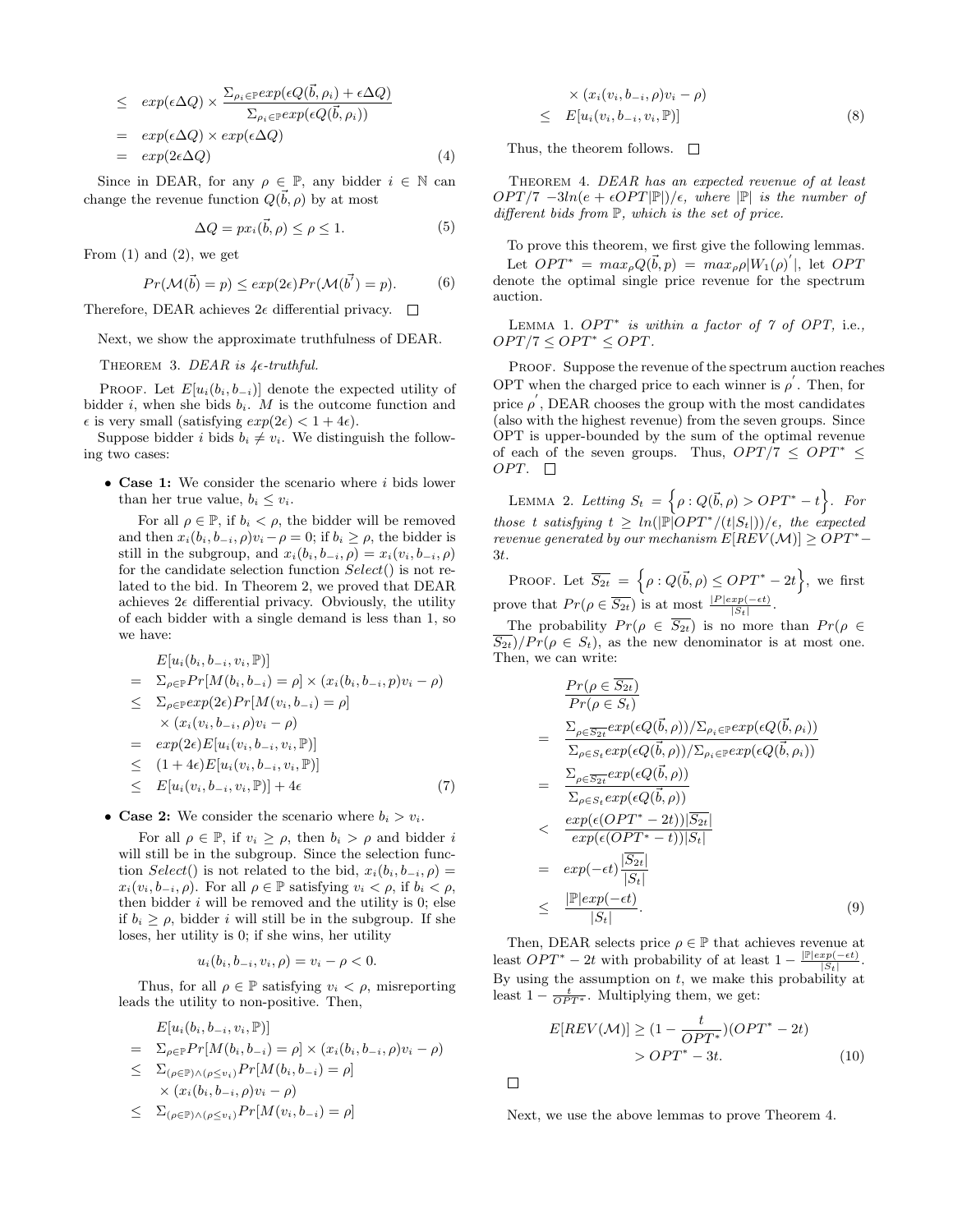$$
\begin{aligned}
&\leq \quad exp(\epsilon \Delta Q) \times \frac{\Sigma_{\rho_i \in \mathbb{P}} exp(\epsilon Q(\vec{b}, \rho_i) + \epsilon \Delta Q)}{\Sigma_{\rho_i \in \mathbb{P}} exp(\epsilon Q(\vec{b}, \rho_i))} \\
&= \quad exp(\epsilon \Delta Q) \times exp(\epsilon \Delta Q) \\
&= \quad exp(2\epsilon \Delta Q) \qquad (4)
\end{aligned}
$$

Since in DEAR, for any $\rho \in \mathbb{P}$, any bidder $i \in \mathbb{N}$ can change the revenue function $Q(\vec{b}, \rho)$ by at most

$$\Delta Q = px_i(\vec{b}, \rho) \leq \rho \leq 1. \qquad (5)$$

From (1) and (2), we get

$$Pr(\mathcal{M}(\vec{b}) = p) \leq exp(2\epsilon) Pr(\mathcal{M}(\vec{b'}) = p). \qquad (6)$$

Therefore, DEAR achieves $2\epsilon$ differential privacy. □

Next, we show the approximate truthfulness of DEAR.

THEOREM 3. *DEAR is $4\epsilon$-truthful.*

PROOF. Let $E[u_i(b_i, b_{-i})]$ denote the expected utility of bidder $i$, when she bids $b_i$. $M$ is the outcome function and $\epsilon$ is very small (satisfying $exp(2\epsilon) < 1 + 4\epsilon$).

Suppose bidder $i$ bids $b_i \neq v_i$. We distinguish the following two cases:

- **Case 1:** We consider the scenario where $i$ bids lower than her true value, $b_i \leq v_i$.

  For all $\rho \in \mathbb{P}$, if $b_i < \rho$, the bidder will be removed and then $x_i(b_i, b_{-i}, \rho)v_i - \rho = 0$; if $b_i \geq \rho$, the bidder is still in the subgroup, and $x_i(b_i, b_{-i}, \rho) = x_i(v_i, b_{-i}, \rho)$ for the candidate selection function *Select*() is not related to the bid. In Theorem 2, we proved that DEAR achieves $2\epsilon$ differential privacy. Obviously, the utility of each bidder with a single demand is less than 1, so we have:

$$
\begin{aligned}
& E[u_i(b_i, b_{-i}, v_i, \mathbb{P})] \\
= \;& \Sigma_{\rho \in \mathbb{P}} Pr[M(b_i, b_{-i}) = \rho] \times (x_i(b_i, b_{-i}, p)v_i - \rho) \\
\leq \;& \Sigma_{\rho \in \mathbb{P}} exp(2\epsilon) Pr[M(v_i, b_{-i}) = \rho] \\
& \times (x_i(v_i, b_{-i}, \rho)v_i - \rho) \\
= \;& exp(2\epsilon) E[u_i(v_i, b_{-i}, v_i, \mathbb{P})] \\
\leq \;& (1 + 4\epsilon) E[u_i(v_i, b_{-i}, v_i, \mathbb{P})] \\
\leq \;& E[u_i(v_i, b_{-i}, v_i, \mathbb{P})] + 4\epsilon \qquad (7)
\end{aligned}
$$

- **Case 2:** We consider the scenario where $b_i > v_i$.

  For all $\rho \in \mathbb{P}$, if $v_i \geq \rho$, then $b_i > \rho$ and bidder $i$ will still be in the subgroup. Since the selection function *Select*() is not related to the bid, $x_i(b_i, b_{-i}, \rho) = x_i(v_i, b_{-i}, \rho)$. For all $\rho \in \mathbb{P}$ satisfying $v_i < \rho$, if $b_i < \rho$, then bidder $i$ will be removed and the utility is 0; else if $b_i \geq \rho$, bidder $i$ will still be in the subgroup. If she loses, her utility is 0; if she wins, her utility

$$u_i(b_i, b_{-i}, v_i, \rho) = v_i - \rho < 0.$$

  Thus, for all $\rho \in \mathbb{P}$ satisfying $v_i < \rho$, misreporting leads the utility to non-positive. Then,

$$
\begin{aligned}
& E[u_i(b_i, b_{-i}, v_i, \mathbb{P})] \\
= \;& \Sigma_{\rho \in \mathbb{P}} Pr[M(b_i, b_{-i}) = \rho] \times (x_i(b_i, b_{-i}, \rho)v_i - \rho) \\
\leq \;& \Sigma_{(\rho \in \mathbb{P}) \wedge (\rho \leq v_i)} Pr[M(b_i, b_{-i}) = \rho] \\
& \times (x_i(b_i, b_{-i}, \rho)v_i - \rho) \\
\leq \;& \Sigma_{(\rho \in \mathbb{P}) \wedge (\rho \leq v_i)} Pr[M(v_i, b_{-i}) = \rho] \\
& \times (x_i(v_i, b_{-i}, \rho)v_i - \rho) \\
\leq \;& E[u_i(v_i, b_{-i}, v_i, \mathbb{P})] \qquad (8)
\end{aligned}
$$

Thus, the theorem follows. □

THEOREM 4. *DEAR has an expected revenue of at least $OPT/7 - 3ln(e + \epsilon OPT|\mathbb{P}|)/\epsilon$, where $|\mathbb{P}|$ is the number of different bids from $\mathbb{P}$, which is the set of price.*

To prove this theorem, we first give the following lemmas.

Let $OPT^* = max_\rho Q(\vec{b}, p) = max_\rho \rho |W_1(\rho)^{'}|$, let $OPT$ denote the optimal single price revenue for the spectrum auction.

LEMMA 1. *$OPT^*$ is within a factor of 7 of OPT, i.e., $OPT/7 \leq OPT^* \leq OPT$.*

PROOF. Suppose the revenue of the spectrum auction reaches OPT when the charged price to each winner is $\rho^{'}$. Then, for price $\rho^{'}$, DEAR chooses the group with the most candidates (also with the highest revenue) from the seven groups. Since OPT is upper-bounded by the sum of the optimal revenue of each of the seven groups. Thus, $OPT/7 \leq OPT^* \leq OPT$. □

LEMMA 2. *Letting $S_t = \left\{\rho : Q(\vec{b}, \rho) > OPT^* - t\right\}$. For those $t$ satisfying $t \geq ln(|\mathbb{P}|OPT^*/(t|S_t|))/\epsilon$, the expected revenue generated by our mechanism $E[REV(\mathcal{M})] \geq OPT^* - 3t$.*

PROOF. Let $\overline{S_{2t}} = \left\{\rho : Q(\vec{b}, \rho) \leq OPT^* - 2t\right\}$, we first prove that $Pr(\rho \in \overline{S_{2t}})$ is at most $\frac{|P|exp(-\epsilon t)}{|S_t|}$.

The probability $Pr(\rho \in \overline{S_{2t}})$ is no more than $Pr(\rho \in \overline{S_{2t}})/Pr(\rho \in S_t)$, as the new denominator is at most one. Then, we can write:

$$
\begin{aligned}
& \frac{Pr(\rho \in \overline{S_{2t}})}{Pr(\rho \in S_t)} \\
= \;& \frac{\Sigma_{\rho \in \overline{S_{2t}}} exp(\epsilon Q(\vec{b}, \rho))/\Sigma_{\rho_i \in \mathbb{P}} exp(\epsilon Q(\vec{b}, \rho_i))}{\Sigma_{\rho \in S_t} exp(\epsilon Q(\vec{b}, \rho))/\Sigma_{\rho_i \in \mathbb{P}} exp(\epsilon Q(\vec{b}, \rho_i))} \\
= \;& \frac{\Sigma_{\rho \in \overline{S_{2t}}} exp(\epsilon Q(\vec{b}, \rho))}{\Sigma_{\rho \in S_t} exp(\epsilon Q(\vec{b}, \rho))} \\
< \;& \frac{exp(\epsilon(OPT^* - 2t))|\overline{S_{2t}}|}{exp(\epsilon(OPT^* - t))|S_t|} \\
= \;& exp(-\epsilon t)\frac{|\overline{S_{2t}}|}{|S_t|} \\
\leq \;& \frac{|\mathbb{P}|exp(-\epsilon t)}{|S_t|}. \qquad (9)
\end{aligned}
$$

Then, DEAR selects price $\rho \in \mathbb{P}$ that achieves revenue at least $OPT^* - 2t$ with probability of at least $1 - \frac{|\mathbb{P}|exp(-\epsilon t)}{|S_t|}$. By using the assumption on $t$, we make this probability at least $1 - \frac{t}{OPT^*}$. Multiplying them, we get:

$$
\begin{aligned}
E[REV(\mathcal{M})] &\geq (1 - \frac{t}{OPT^*})(OPT^* - 2t) \\
&> OPT^* - 3t. \qquad (10)
\end{aligned}
$$

□

Next, we use the above lemmas to prove Theorem 4.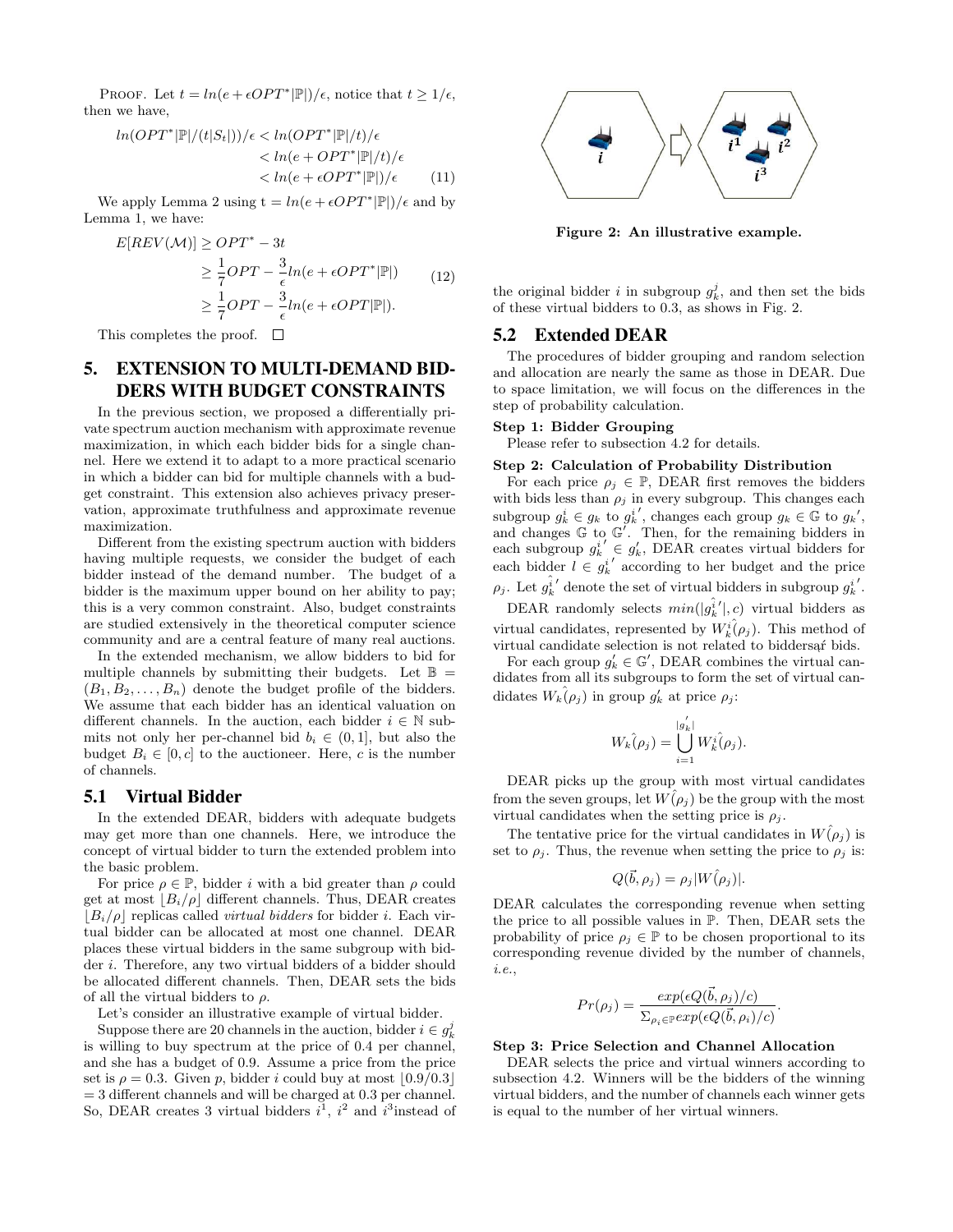PROOF. Let $t = ln(e + \epsilon OPT^*|\mathbb{P}|)/\epsilon$, notice that $t \geq 1/\epsilon$, then we have,

$$\begin{aligned} ln(OPT^*|\mathbb{P}|/(t|S_t|))/\epsilon &< ln(OPT^*|\mathbb{P}|/t)/\epsilon \\ &< ln(e + OPT^*|\mathbb{P}|/t)/\epsilon \\ &< ln(e + \epsilon OPT^*|\mathbb{P}|)/\epsilon \end{aligned} \quad (11)$$

We apply Lemma 2 using t $= ln(e + \epsilon OPT^*|\mathbb{P}|)/\epsilon$ and by Lemma 1, we have:

$$\begin{aligned} E[REV(\mathcal{M})] &\geq OPT^* - 3t \\ &\geq \frac{1}{7}OPT - \frac{3}{\epsilon}ln(e + \epsilon OPT^*|\mathbb{P}|) \\ &\geq \frac{1}{7}OPT - \frac{3}{\epsilon}ln(e + \epsilon OPT|\mathbb{P}|). \end{aligned} \quad (12)$$

This completes the proof. □

# 5. EXTENSION TO MULTI-DEMAND BIDDERS WITH BUDGET CONSTRAINTS

In the previous section, we proposed a differentially private spectrum auction mechanism with approximate revenue maximization, in which each bidder bids for a single channel. Here we extend it to adapt to a more practical scenario in which a bidder can bid for multiple channels with a budget constraint. This extension also achieves privacy preservation, approximate truthfulness and approximate revenue maximization.

Different from the existing spectrum auction with bidders having multiple requests, we consider the budget of each bidder instead of the demand number. The budget of a bidder is the maximum upper bound on her ability to pay; this is a very common constraint. Also, budget constraints are studied extensively in the theoretical computer science community and are a central feature of many real auctions.

In the extended mechanism, we allow bidders to bid for multiple channels by submitting their budgets. Let $\mathbb{B} = (B_1, B_2, \ldots, B_n)$ denote the budget profile of the bidders. We assume that each bidder has an identical valuation on different channels. In the auction, each bidder $i \in \mathbb{N}$ submits not only her per-channel bid $b_i \in (0, 1]$, but also the budget $B_i \in [0, c]$ to the auctioneer. Here, $c$ is the number of channels.

## 5.1 Virtual Bidder

In the extended DEAR, bidders with adequate budgets may get more than one channels. Here, we introduce the concept of virtual bidder to turn the extended problem into the basic problem.

For price $\rho \in \mathbb{P}$, bidder $i$ with a bid greater than $\rho$ could get at most $\lfloor B_i/\rho \rfloor$ different channels. Thus, DEAR creates $\lfloor B_i/\rho \rfloor$ replicas called *virtual bidders* for bidder $i$. Each virtual bidder can be allocated at most one channel. DEAR places these virtual bidders in the same subgroup with bidder $i$. Therefore, any two virtual bidders of a bidder should be allocated different channels. Then, DEAR sets the bids of all the virtual bidders to $\rho$.

Let's consider an illustrative example of virtual bidder.

Suppose there are 20 channels in the auction, bidder $i \in g_k^j$ is willing to buy spectrum at the price of 0.4 per channel, and she has a budget of 0.9. Assume a price from the price set is $\rho = 0.3$. Given $p$, bidder $i$ could buy at most $\lfloor 0.9/0.3 \rfloor = 3$ different channels and will be charged at 0.3 per channel. So, DEAR creates 3 virtual bidders $i^1$, $i^2$ and $i^3$instead of the original bidder $i$ in subgroup $g_k^j$, and then set the bids of these virtual bidders to 0.3, as shows in Fig. 2.

**Figure 2: An illustrative example.**

## 5.2 Extended DEAR

The procedures of bidder grouping and random selection and allocation are nearly the same as those in DEAR. Due to space limitation, we will focus on the differences in the step of probability calculation.

**Step 1: Bidder Grouping**

Please refer to subsection 4.2 for details.

**Step 2: Calculation of Probability Distribution**

For each price $\rho_j \in \mathbb{P}$, DEAR first removes the bidders with bids less than $\rho_j$ in every subgroup. This changes each subgroup $g_k^i \in g_k$ to $g_k^{i\,\prime}$, changes each group $g_k \in \mathbb{G}$ to $g_k'$, and changes $\mathbb{G}$ to $\mathbb{G}'$. Then, for the remaining bidders in each subgroup $g_k^{i\,\prime} \in g_k'$, DEAR creates virtual bidders for each bidder $l \in g_k^{i\,\prime}$ according to her budget and the price $\rho_j$. Let $\hat{g_k^i}'$ denote the set of virtual bidders in subgroup $g_k^{i\,\prime}$.

DEAR randomly selects $min(|\hat{g_k^i}'|, c)$ virtual bidders as virtual candidates, represented by $\hat{W_k^i}(\rho_j)$. This method of virtual candidate selection is not related to biddersąŕ bids.

For each group $g_k' \in \mathbb{G}'$, DEAR combines the virtual candidates from all its subgroups to form the set of virtual candidates $\hat{W_k}(\rho_j)$ in group $g_k'$ at price $\rho_j$:

$$\hat{W_k}(\rho_j) = \bigcup_{i=1}^{|g_k'|} \hat{W_k^i}(\rho_j).$$

DEAR picks up the group with most virtual candidates from the seven groups, let $\hat{W}(\rho_j)$ be the group with the most virtual candidates when the setting price is $\rho_j$.

The tentative price for the virtual candidates in $\hat{W}(\rho_j)$ is set to $\rho_j$. Thus, the revenue when setting the price to $\rho_j$ is:

$$Q(\vec{b}, \rho_j) = \rho_j|\hat{W}(\rho_j)|.$$

DEAR calculates the corresponding revenue when setting the price to all possible values in $\mathbb{P}$. Then, DEAR sets the probability of price $\rho_j \in \mathbb{P}$ to be chosen proportional to its corresponding revenue divided by the number of channels, *i.e.*,

$$Pr(\rho_j) = \frac{exp(\epsilon Q(\vec{b}, \rho_j)/c)}{\Sigma_{\rho_i \in \mathbb{P}} exp(\epsilon Q(\vec{b}, \rho_i)/c)}.$$

**Step 3: Price Selection and Channel Allocation**

DEAR selects the price and virtual winners according to subsection 4.2. Winners will be the bidders of the winning virtual bidders, and the number of channels each winner gets is equal to the number of her virtual winners.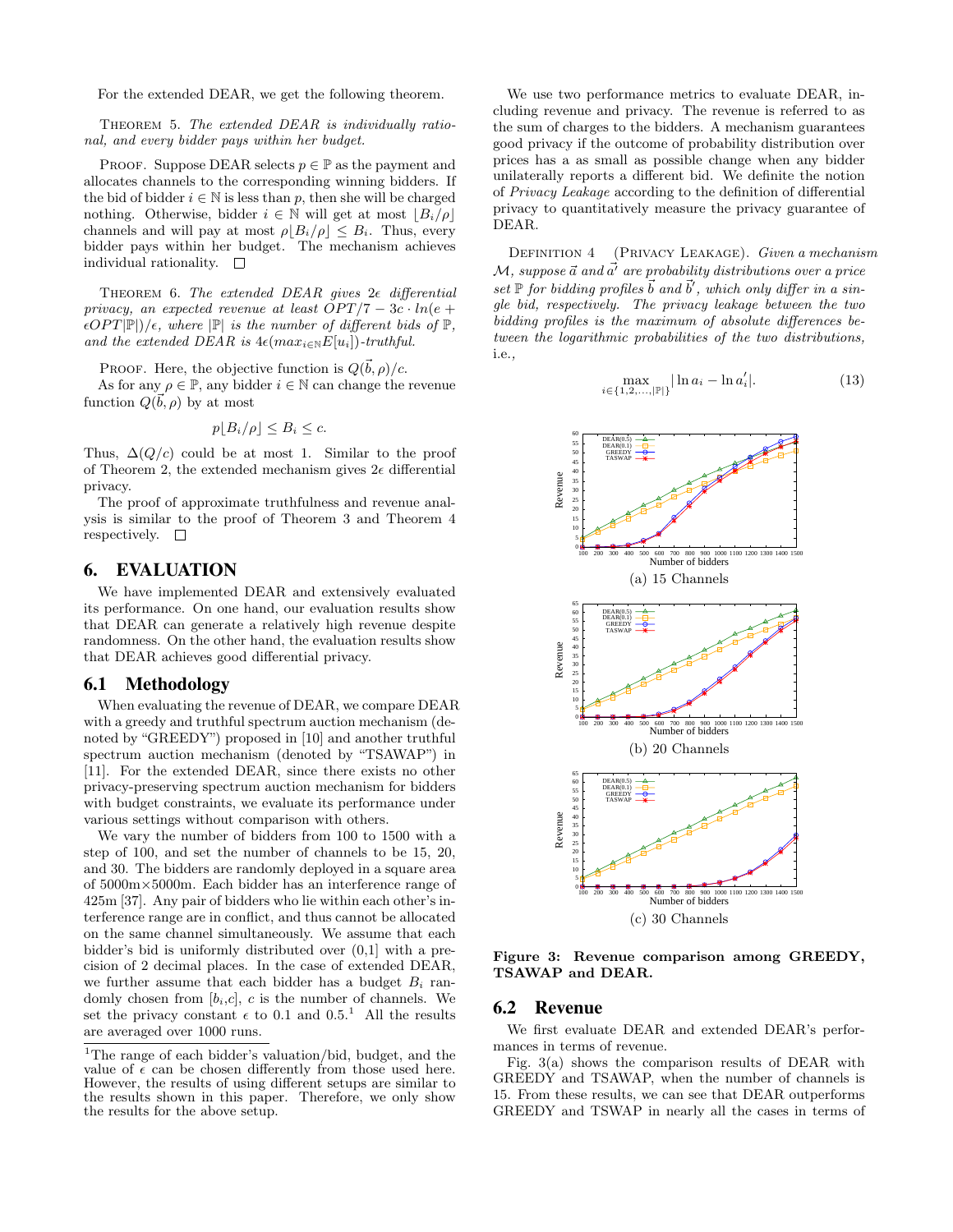For the extended DEAR, we get the following theorem.

THEOREM 5. *The extended DEAR is individually rational, and every bidder pays within her budget.*

PROOF. Suppose DEAR selects $p \in \mathbb{P}$ as the payment and allocates channels to the corresponding winning bidders. If the bid of bidder $i \in \mathbb{N}$ is less than $p$, then she will be charged nothing. Otherwise, bidder $i \in \mathbb{N}$ will get at most $\lfloor B_i/\rho \rfloor$ channels and will pay at most $\rho\lfloor B_i/\rho \rfloor \leq B_i$. Thus, every bidder pays within her budget. The mechanism achieves individual rationality. □

THEOREM 6. *The extended DEAR gives $2\epsilon$ differential privacy, an expected revenue at least $OPT/7 - 3c \cdot ln(e + \epsilon OPT|\mathbb{P}|)/\epsilon$, where $|\mathbb{P}|$ is the number of different bids of $\mathbb{P}$, and the extended DEAR is $4\epsilon(max_{i \in \mathbb{N}} E[u_i])$-truthful.*

PROOF. Here, the objective function is $Q(\vec{b}, \rho)/c$.

As for any $\rho \in \mathbb{P}$, any bidder $i \in \mathbb{N}$ can change the revenue function $Q(\vec{b}, \rho)$ by at most

$$p\lfloor B_i/\rho \rfloor \leq B_i \leq c.$$

Thus, $\Delta(Q/c)$ could be at most 1. Similar to the proof of Theorem 2, the extended mechanism gives $2\epsilon$ differential privacy.

The proof of approximate truthfulness and revenue analysis is similar to the proof of Theorem 3 and Theorem 4 respectively. □

# 6. EVALUATION

We have implemented DEAR and extensively evaluated its performance. On one hand, our evaluation results show that DEAR can generate a relatively high revenue despite randomness. On the other hand, the evaluation results show that DEAR achieves good differential privacy.

## 6.1 Methodology

When evaluating the revenue of DEAR, we compare DEAR with a greedy and truthful spectrum auction mechanism (denoted by "GREEDY") proposed in [10] and another truthful spectrum auction mechanism (denoted by "TSAWAP") in [11]. For the extended DEAR, since there exists no other privacy-preserving spectrum auction mechanism for bidders with budget constraints, we evaluate its performance under various settings without comparison with others.

We vary the number of bidders from 100 to 1500 with a step of 100, and set the number of channels to be 15, 20, and 30. The bidders are randomly deployed in a square area of 5000m×5000m. Each bidder has an interference range of 425m [37]. Any pair of bidders who lie within each other's interference range are in conflict, and thus cannot be allocated on the same channel simultaneously. We assume that each bidder's bid is uniformly distributed over (0,1] with a precision of 2 decimal places. In the case of extended DEAR, we further assume that each bidder has a budget $B_i$ randomly chosen from $[b_i,c]$, $c$ is the number of channels. We set the privacy constant $\epsilon$ to 0.1 and 0.5.[1] All the results are averaged over 1000 runs.

[1]The range of each bidder's valuation/bid, budget, and the value of $\epsilon$ can be chosen differently from those used here. However, the results of using different setups are similar to the results shown in this paper. Therefore, we only show the results for the above setup.

We use two performance metrics to evaluate DEAR, including revenue and privacy. The revenue is referred to as the sum of charges to the bidders. A mechanism guarantees good privacy if the outcome of probability distribution over prices has a as small as possible change when any bidder unilaterally reports a different bid. We definite the notion of *Privacy Leakage* according to the definition of differential privacy to quantitatively measure the privacy guarantee of DEAR.

DEFINITION 4 (PRIVACY LEAKAGE). *Given a mechanism $\mathcal{M}$, suppose $\vec{a}$ and $\vec{a'}$ are probability distributions over a price set $\mathbb{P}$ for bidding profiles $\vec{b}$ and $\vec{b}'$, which only differ in a single bid, respectively. The privacy leakage between the two bidding profiles is the maximum of absolute differences between the logarithmic probabilities of the two distributions, i.e.,*

$$\max_{i \in \{1,2,\ldots,|\mathbb{P}|\}} |\ln a_i - \ln a_i'|. \tag{13}$$

(a) 15 Channels

(b) 20 Channels

(c) 30 Channels

**Figure 3: Revenue comparison among GREEDY, TSAWAP and DEAR.**

## 6.2 Revenue

We first evaluate DEAR and extended DEAR's performances in terms of revenue.

Fig. 3(a) shows the comparison results of DEAR with GREEDY and TSAWAP, when the number of channels is 15. From these results, we can see that DEAR outperforms GREEDY and TSWAP in nearly all the cases in terms of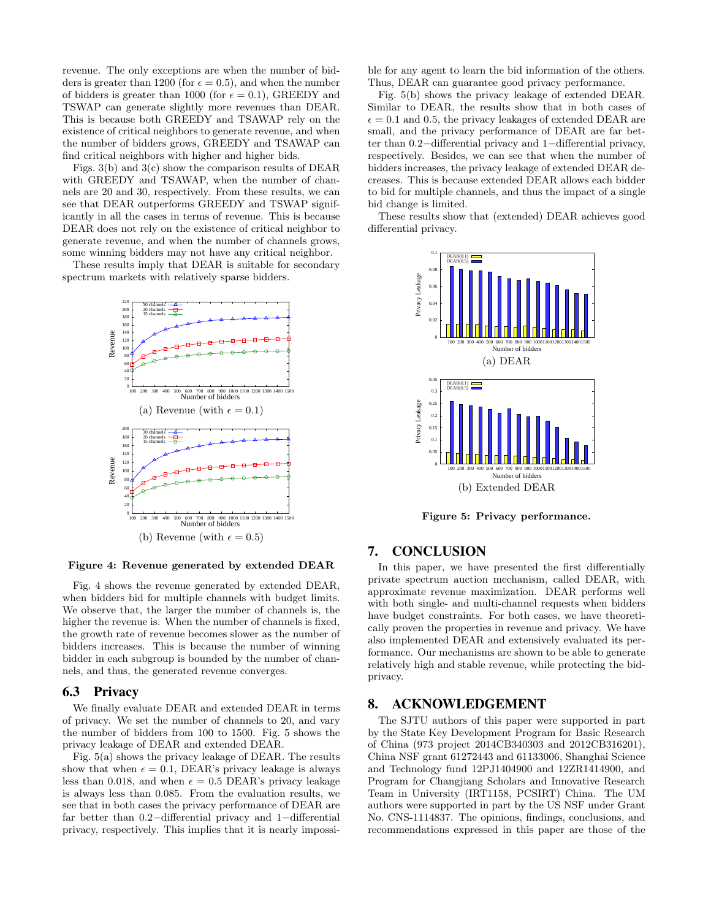revenue. The only exceptions are when the number of bidders is greater than 1200 (for $\epsilon = 0.5$), and when the number of bidders is greater than 1000 (for $\epsilon = 0.1$), GREEDY and TSAWAP can generate slightly more revenues than DEAR. This is because both GREEDY and TSAWAP rely on the existence of critical neighbors to generate revenue, and when the number of bidders grows, GREEDY and TSAWAP can find critical neighbors with higher and higher bids.

Figs. 3(b) and 3(c) show the comparison results of DEAR with GREEDY and TSAWAP, when the number of channels are 20 and 30, respectively. From these results, we can see that DEAR outperforms GREEDY and TSWAP significantly in all the cases in terms of revenue. This is because DEAR does not rely on the existence of critical neighbor to generate revenue, and when the number of channels grows, some winning bidders may not have any critical neighbor.

These results imply that DEAR is suitable for secondary spectrum markets with relatively sparse bidders.

(a) Revenue (with $\epsilon = 0.1$)

(b) Revenue (with $\epsilon = 0.5$)

**Figure 4: Revenue generated by extended DEAR**

Fig. 4 shows the revenue generated by extended DEAR, when bidders bid for multiple channels with budget limits. We observe that, the larger the number of channels is, the higher the revenue is. When the number of channels is fixed, the growth rate of revenue becomes slower as the number of bidders increases. This is because the number of winning bidder in each subgroup is bounded by the number of channels, and thus, the generated revenue converges.

## 6.3 Privacy

We finally evaluate DEAR and extended DEAR in terms of privacy. We set the number of channels to 20, and vary the number of bidders from 100 to 1500. Fig. 5 shows the privacy leakage of DEAR and extended DEAR.

Fig. 5(a) shows the privacy leakage of DEAR. The results show that when $\epsilon = 0.1$, DEAR's privacy leakage is always less than 0.018, and when $\epsilon = 0.5$ DEAR's privacy leakage is always less than 0.085. From the evaluation results, we see that in both cases the privacy performance of DEAR are far better than 0.2−differential privacy and 1−differential privacy, respectively. This implies that it is nearly impossible for any agent to learn the bid information of the others. Thus, DEAR can guarantee good privacy performance.

Fig. 5(b) shows the privacy leakage of extended DEAR. Similar to DEAR, the results show that in both cases of $\epsilon = 0.1$ and 0.5, the privacy leakages of extended DEAR are small, and the privacy performance of DEAR are far better than 0.2−differential privacy and 1−differential privacy, respectively. Besides, we can see that when the number of bidders increases, the privacy leakage of extended DEAR decreases. This is because extended DEAR allows each bidder to bid for multiple channels, and thus the impact of a single bid change is limited.

These results show that (extended) DEAR achieves good differential privacy.

(a) DEAR

(b) Extended DEAR

**Figure 5: Privacy performance.**

# 7. CONCLUSION

In this paper, we have presented the first differentially private spectrum auction mechanism, called DEAR, with approximate revenue maximization. DEAR performs well with both single- and multi-channel requests when bidders have budget constraints. For both cases, we have theoretically proven the properties in revenue and privacy. We have also implemented DEAR and extensively evaluated its performance. Our mechanisms are shown to be able to generate relatively high and stable revenue, while protecting the bid-privacy.

# 8. ACKNOWLEDGEMENT

The SJTU authors of this paper were supported in part by the State Key Development Program for Basic Research of China (973 project 2014CB340303 and 2012CB316201), China NSF grant 61272443 and 61133006, Shanghai Science and Technology fund 12PJ1404900 and 12ZR1414900, and Program for Changjiang Scholars and Innovative Research Team in University (IRT1158, PCSIRT) China. The UM authors were supported in part by the US NSF under Grant No. CNS-1114837. The opinions, findings, conclusions, and recommendations expressed in this paper are those of the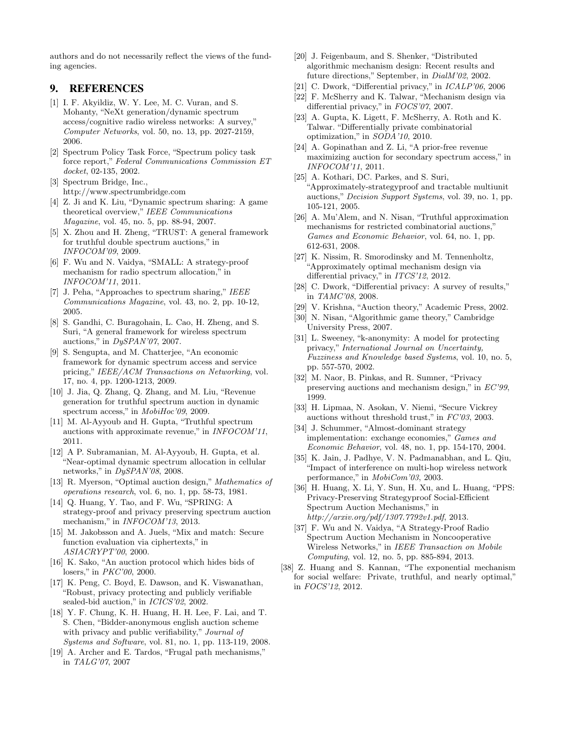authors and do not necessarily reflect the views of the funding agencies.

## 9. REFERENCES

[1] I. F. Akyildiz, W. Y. Lee, M. C. Vuran, and S. Mohanty, "NeXt generation/dynamic spectrum access/cognitive radio wireless networks: A survey," *Computer Networks*, vol. 50, no. 13, pp. 2027-2159, 2006.

[2] Spectrum Policy Task Force, "Spectrum policy task force report," *Federal Communications Commission ET docket*, 02-135, 2002.

[3] Spectrum Bridge, Inc., http://www.spectrumbridge.com

[4] Z. Ji and K. Liu, "Dynamic spectrum sharing: A game theoretical overview," *IEEE Communications Magazine*, vol. 45, no. 5, pp. 88-94, 2007.

[5] X. Zhou and H. Zheng, "TRUST: A general framework for truthful double spectrum auctions," in *INFOCOM'09*, 2009.

[6] F. Wu and N. Vaidya, "SMALL: A strategy-proof mechanism for radio spectrum allocation," in *INFOCOM'11*, 2011.

[7] J. Peha, "Approaches to spectrum sharing," *IEEE Communications Magazine*, vol. 43, no. 2, pp. 10-12, 2005.

[8] S. Gandhi, C. Buragohain, L. Cao, H. Zheng, and S. Suri, "A general framework for wireless spectrum auctions," in *DySPAN'07*, 2007.

[9] S. Sengupta, and M. Chatterjee, "An economic framework for dynamic spectrum access and service pricing," *IEEE/ACM Transactions on Networking*, vol. 17, no. 4, pp. 1200-1213, 2009.

[10] J. Jia, Q. Zhang, Q. Zhang, and M. Liu, "Revenue generation for truthful spectrum auction in dynamic spectrum access," in *MobiHoc'09*, 2009.

[11] M. Al-Ayyoub and H. Gupta, "Truthful spectrum auctions with approximate revenue," in *INFOCOM'11*, 2011.

[12] A P. Subramanian, M. Al-Ayyoub, H. Gupta, et al. "Near-optimal dynamic spectrum allocation in cellular networks," in *DySPAN'08*, 2008.

[13] R. Myerson, "Optimal auction design," *Mathematics of operations research*, vol. 6, no. 1, pp. 58-73, 1981.

[14] Q. Huang, Y. Tao, and F. Wu, "SPRING: A strategy-proof and privacy preserving spectrum auction mechanism," in *INFOCOM'13*, 2013.

[15] M. Jakobsson and A. Juels, "Mix and match: Secure function evaluation via ciphertexts," in *ASIACRYPT'00*, 2000.

[16] K. Sako, "An auction protocol which hides bids of losers," in *PKC'00*, 2000.

[17] K. Peng, C. Boyd, E. Dawson, and K. Viswanathan, "Robust, privacy protecting and publicly verifiable sealed-bid auction," in *ICICS'02*, 2002.

[18] Y. F. Chung, K. H. Huang, H. H. Lee, F. Lai, and T. S. Chen, "Bidder-anonymous english auction scheme with privacy and public verifiability," *Journal of Systems and Software*, vol. 81, no. 1, pp. 113-119, 2008.

[19] A. Archer and E. Tardos, "Frugal path mechanisms," in *TALG'07*, 2007

[20] J. Feigenbaum, and S. Shenker, "Distributed algorithmic mechanism design: Recent results and future directions," September, in *DialM'02*, 2002.

[21] C. Dwork, "Differential privacy," in *ICALP'06*, 2006

[22] F. McSherry and K. Talwar, "Mechanism design via differential privacy," in *FOCS'07*, 2007.

[23] A. Gupta, K. Ligett, F. McSherry, A. Roth and K. Talwar. "Differentially private combinatorial optimization," in *SODA'10*, 2010.

[24] A. Gopinathan and Z. Li, "A prior-free revenue maximizing auction for secondary spectrum access," in *INFOCOM'11*, 2011.

[25] A. Kothari, DC. Parkes, and S. Suri, "Approximately-strategyproof and tractable multiunit auctions," *Decision Support Systems*, vol. 39, no. 1, pp. 105-121, 2005.

[26] A. Mu'Alem, and N. Nisan, "Truthful approximation mechanisms for restricted combinatorial auctions," *Games and Economic Behavior*, vol. 64, no. 1, pp. 612-631, 2008.

[27] K. Nissim, R. Smorodinsky and M. Tennenholtz, "Approximately optimal mechanism design via differential privacy," in *ITCS'12*, 2012.

[28] C. Dwork, "Differential privacy: A survey of results," in *TAMC'08*, 2008.

[29] V. Krishna, "Auction theory," Academic Press, 2002.

[30] N. Nisan, "Algorithmic game theory," Cambridge University Press, 2007.

[31] L. Sweeney, "k-anonymity: A model for protecting privacy," *International Journal on Uncertainty, Fuzziness and Knowledge based Systems*, vol. 10, no. 5, pp. 557-570, 2002.

[32] M. Naor, B. Pinkas, and R. Sumner, "Privacy preserving auctions and mechanism design," in *EC'99*, 1999.

[33] H. Lipmaa, N. Asokan, V. Niemi, "Secure Vickrey auctions without threshold trust," in *FC'03*, 2003.

[34] J. Schummer, "Almost-dominant strategy implementation: exchange economies," *Games and Economic Behavior*, vol. 48, no. 1, pp. 154-170, 2004.

[35] K. Jain, J. Padhye, V. N. Padmanabhan, and L. Qiu, "Impact of interference on multi-hop wireless network performance," in *MobiCom'03*, 2003.

[36] H. Huang, X. Li, Y. Sun, H. Xu, and L. Huang, "PPS: Privacy-Preserving Strategyproof Social-Efficient Spectrum Auction Mechanisms," in *http://arxiv.org/pdf/1307.7792v1.pdf*, 2013.

[37] F. Wu and N. Vaidya, "A Strategy-Proof Radio Spectrum Auction Mechanism in Noncooperative Wireless Networks," in *IEEE Transaction on Mobile Computing*, vol. 12, no. 5, pp. 885-894, 2013.

[38] Z. Huang and S. Kannan, "The exponential mechanism for social welfare: Private, truthful, and nearly optimal," in *FOCS'12*, 2012.